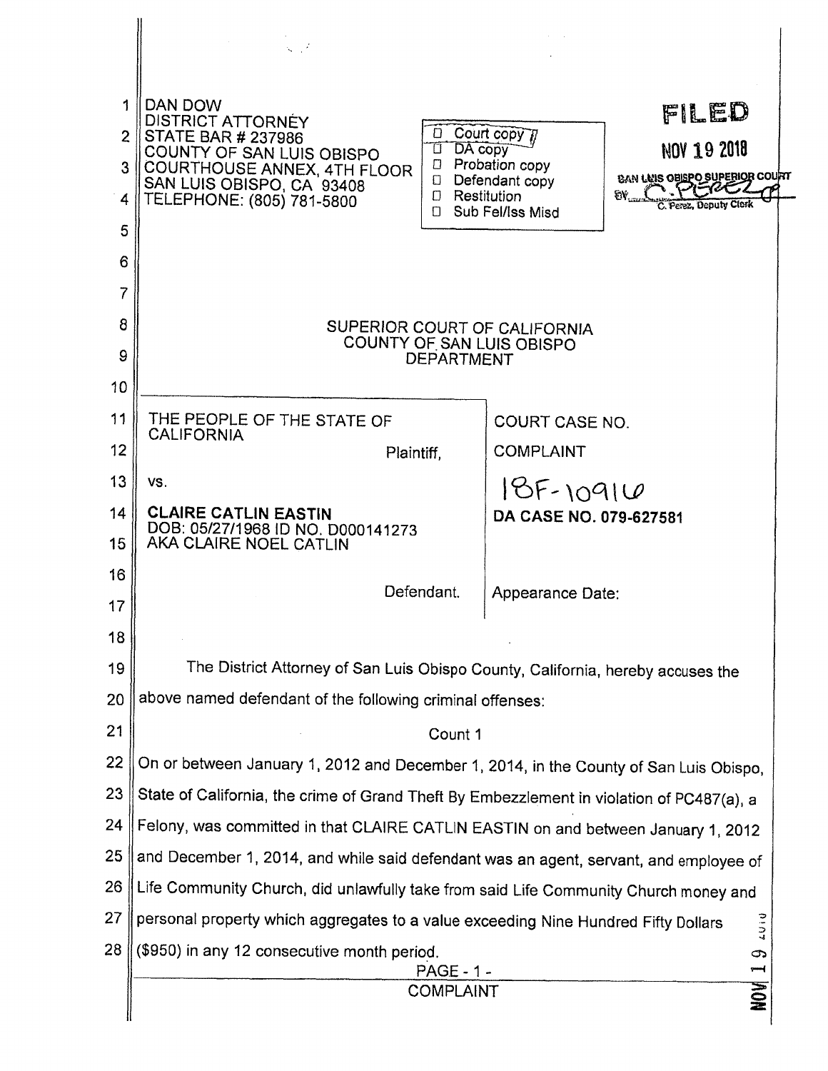DAN DOW
DISTRICT ATTORNEY
STATE BAR # 237986
COUNTY OF SAN LUIS OBISPO
COURTHOUSE ANNEX, 4TH FLOOR
SAN LUIS OBISPO, CA 93408
TELEPHONE: (805) 781-5800

- ☐ Court copy
- ☐ DA copy
- ☐ Probation copy
- ☐ Defendant copy
- ☐ Restitution
- ☐ Sub Fel/Iss Misd

**FILED**
NOV 19 2018
SAN LUIS OBISPO SUPERIOR COURT
BY C. Perez, Deputy Clerk

SUPERIOR COURT OF CALIFORNIA
COUNTY OF SAN LUIS OBISPO
DEPARTMENT

| | |
|---|---|
| THE PEOPLE OF THE STATE OF CALIFORNIA<br>Plaintiff, | COURT CASE NO.<br>COMPLAINT<br>18F-10916 |
| vs.<br>**CLAIRE CATLIN EASTIN**<br>DOB: 05/27/1968 ID NO. D000141273<br>AKA CLAIRE NOEL CATLIN<br>Defendant. | **DA CASE NO. 079-627581**<br><br>Appearance Date: |

The District Attorney of San Luis Obispo County, California, hereby accuses the above named defendant of the following criminal offenses:

Count 1

On or between January 1, 2012 and December 1, 2014, in the County of San Luis Obispo, State of California, the crime of Grand Theft By Embezzlement in violation of PC487(a), a Felony, was committed in that CLAIRE CATLIN EASTIN on and between January 1, 2012 and December 1, 2014, and while said defendant was an agent, servant, and employee of Life Community Church, did unlawfully take from said Life Community Church money and personal property which aggregates to a value exceeding Nine Hundred Fifty Dollars ($950) in any 12 consecutive month period.

COMPLAINT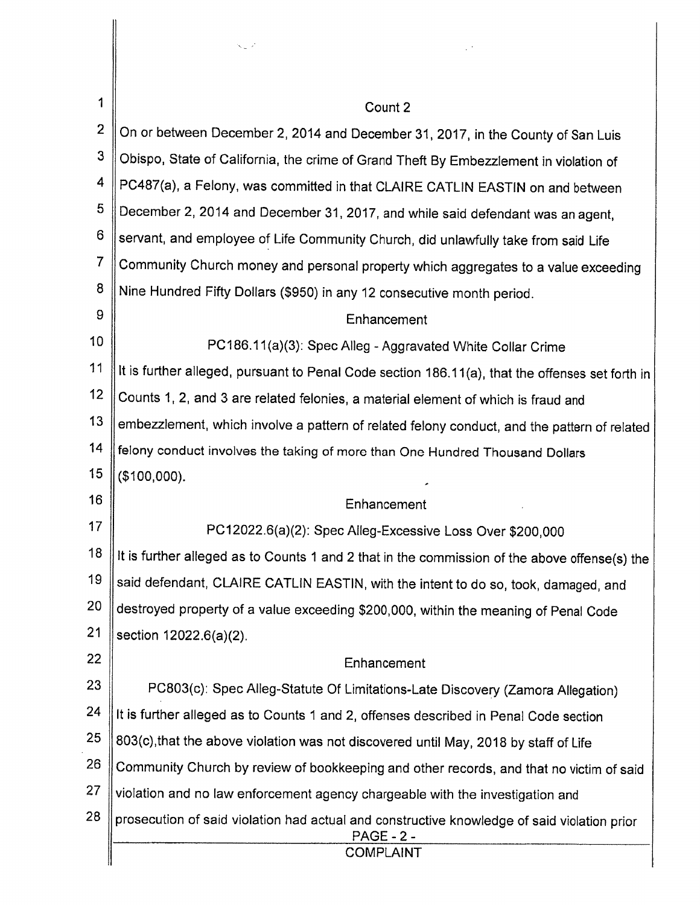## Count 2

On or between December 2, 2014 and December 31, 2017, in the County of San Luis Obispo, State of California, the crime of Grand Theft By Embezzlement in violation of PC487(a), a Felony, was committed in that CLAIRE CATLIN EASTIN on and between December 2, 2014 and December 31, 2017, and while said defendant was an agent, servant, and employee of Life Community Church, did unlawfully take from said Life Community Church money and personal property which aggregates to a value exceeding Nine Hundred Fifty Dollars ($950) in any 12 consecutive month period.

### Enhancement

PC186.11(a)(3): Spec Alleg - Aggravated White Collar Crime

It is further alleged, pursuant to Penal Code section 186.11(a), that the offenses set forth in Counts 1, 2, and 3 are related felonies, a material element of which is fraud and embezzlement, which involve a pattern of related felony conduct, and the pattern of related felony conduct involves the taking of more than One Hundred Thousand Dollars ($100,000).

### Enhancement

PC12022.6(a)(2): Spec Alleg-Excessive Loss Over $200,000

It is further alleged as to Counts 1 and 2 that in the commission of the above offense(s) the said defendant, CLAIRE CATLIN EASTIN, with the intent to do so, took, damaged, and destroyed property of a value exceeding $200,000, within the meaning of Penal Code section 12022.6(a)(2).

### Enhancement

PC803(c): Spec Alleg-Statute Of Limitations-Late Discovery (Zamora Allegation)

It is further alleged as to Counts 1 and 2, offenses described in Penal Code section 803(c),that the above violation was not discovered until May, 2018 by staff of Life Community Church by review of bookkeeping and other records, and that no victim of said violation and no law enforcement agency chargeable with the investigation and prosecution of said violation had actual and constructive knowledge of said violation prior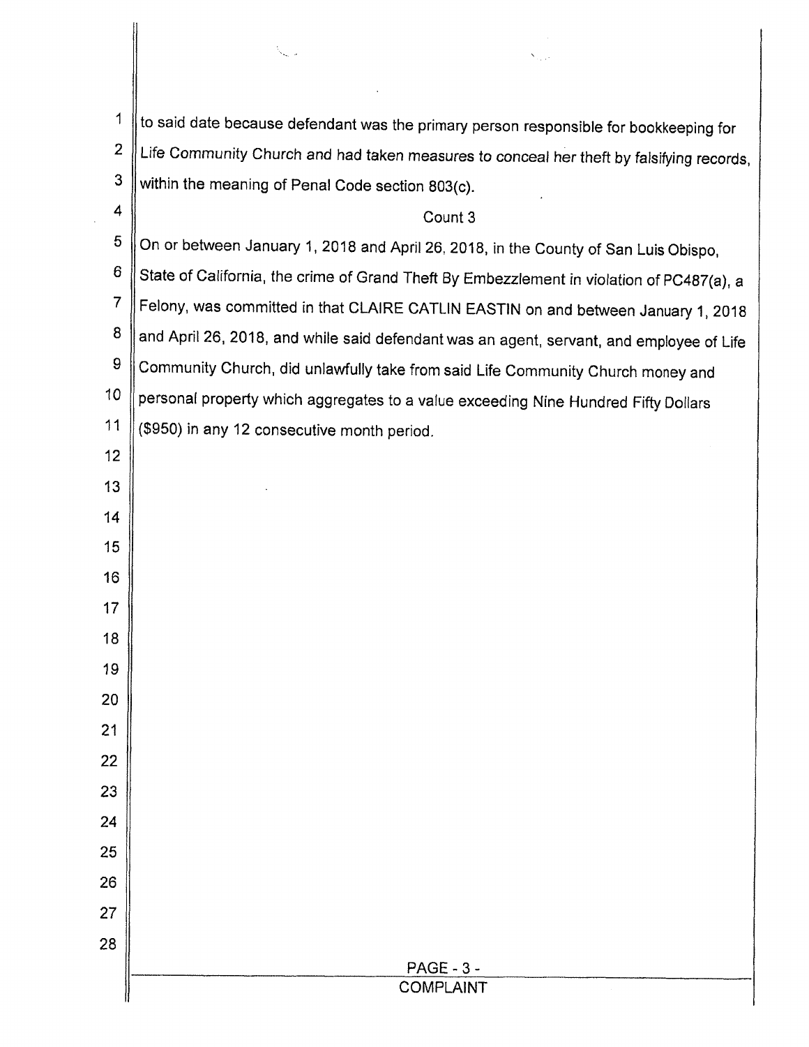to said date because defendant was the primary person responsible for bookkeeping for Life Community Church and had taken measures to conceal her theft by falsifying records, within the meaning of Penal Code section 803(c).

Count 3

On or between January 1, 2018 and April 26, 2018, in the County of San Luis Obispo, State of California, the crime of Grand Theft By Embezzlement in violation of PC487(a), a Felony, was committed in that CLAIRE CATLIN EASTIN on and between January 1, 2018 and April 26, 2018, and while said defendant was an agent, servant, and employee of Life Community Church, did unlawfully take from said Life Community Church money and personal property which aggregates to a value exceeding Nine Hundred Fifty Dollars ($950) in any 12 consecutive month period.

COMPLAINT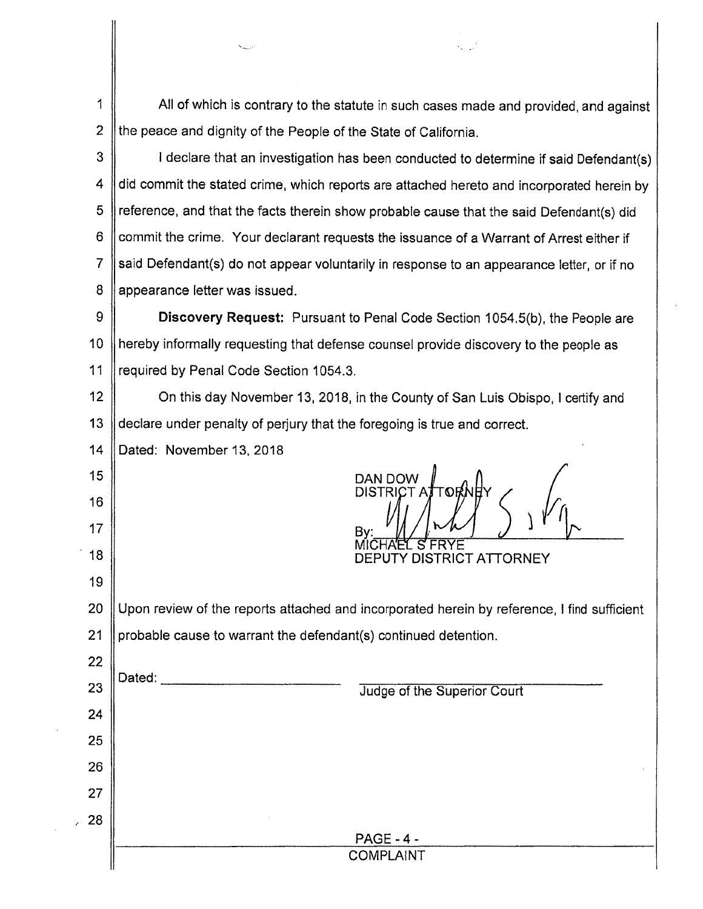All of which is contrary to the statute in such cases made and provided, and against the peace and dignity of the People of the State of California.

I declare that an investigation has been conducted to determine if said Defendant(s) did commit the stated crime, which reports are attached hereto and incorporated herein by reference, and that the facts therein show probable cause that the said Defendant(s) did commit the crime. Your declarant requests the issuance of a Warrant of Arrest either if said Defendant(s) do not appear voluntarily in response to an appearance letter, or if no appearance letter was issued.

**Discovery Request:** Pursuant to Penal Code Section 1054.5(b), the People are hereby informally requesting that defense counsel provide discovery to the people as required by Penal Code Section 1054.3.

On this day November 13, 2018, in the County of San Luis Obispo, I certify and declare under penalty of perjury that the foregoing is true and correct.

Dated: November 13, 2018

DAN DOW
DISTRICT ATTORNEY

By: ______________________
MICHAEL S FRYE
DEPUTY DISTRICT ATTORNEY

Upon review of the reports attached and incorporated herein by reference, I find sufficient probable cause to warrant the defendant(s) continued detention.

Dated: ______________________

______________________
Judge of the Superior Court

COMPLAINT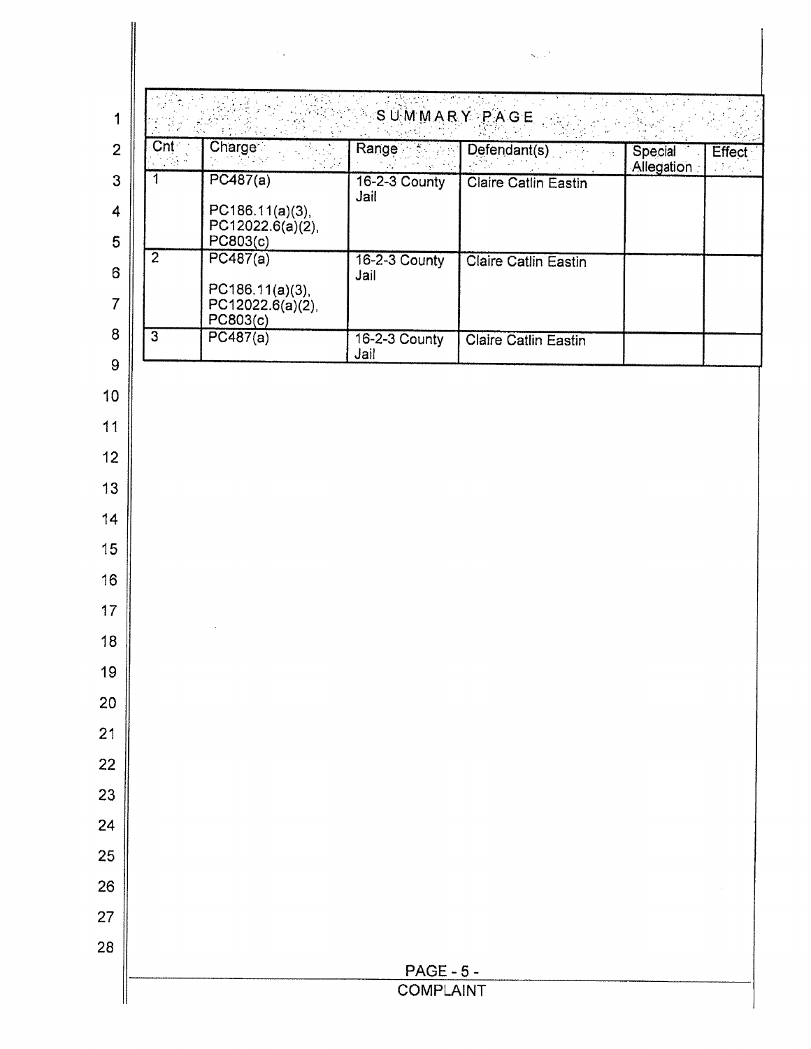## SUMMARY PAGE

| Cnt | Charge | Range | Defendant(s) | Special Allegation | Effect |
|---|---|---|---|---|---|
| 1 | PC487(a)<br><br>PC186.11(a)(3), PC12022.6(a)(2), PC803(c) | 16-2-3 County Jail | Claire Catlin Eastin | | |
| 2 | PC487(a)<br><br>PC186.11(a)(3), PC12022.6(a)(2), PC803(c) | 16-2-3 County Jail | Claire Catlin Eastin | | |
| 3 | PC487(a) | 16-2-3 County Jail | Claire Catlin Eastin | | |

COMPLAINT